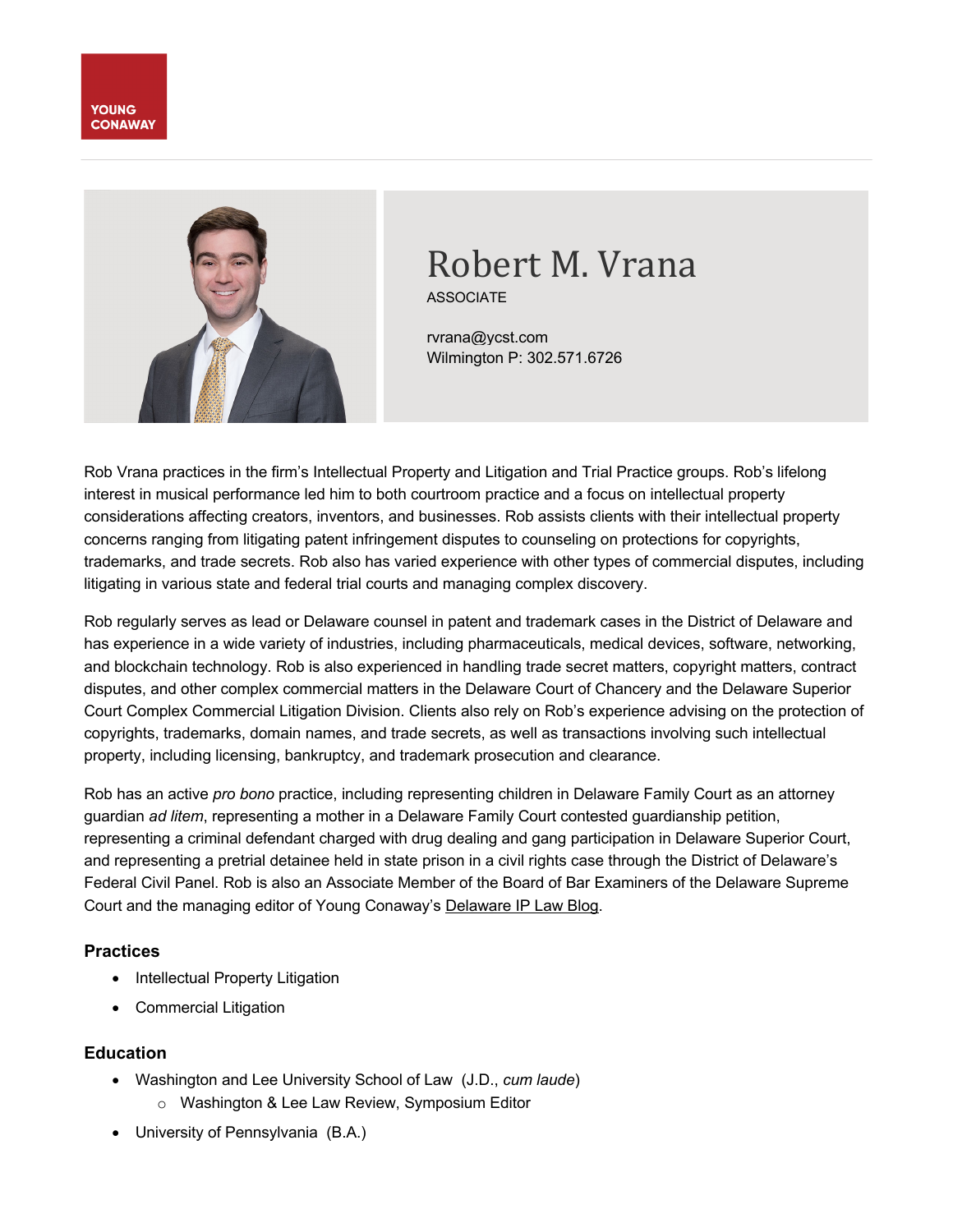YOUNG CONAWAY

# Robert M. Vrana

ASSOCIATE

rvrana@ycst.com
Wilmington P: 302.571.6726

Rob Vrana practices in the firm's Intellectual Property and Litigation and Trial Practice groups. Rob's lifelong interest in musical performance led him to both courtroom practice and a focus on intellectual property considerations affecting creators, inventors, and businesses. Rob assists clients with their intellectual property concerns ranging from litigating patent infringement disputes to counseling on protections for copyrights, trademarks, and trade secrets. Rob also has varied experience with other types of commercial disputes, including litigating in various state and federal trial courts and managing complex discovery.

Rob regularly serves as lead or Delaware counsel in patent and trademark cases in the District of Delaware and has experience in a wide variety of industries, including pharmaceuticals, medical devices, software, networking, and blockchain technology. Rob is also experienced in handling trade secret matters, copyright matters, contract disputes, and other complex commercial matters in the Delaware Court of Chancery and the Delaware Superior Court Complex Commercial Litigation Division. Clients also rely on Rob's experience advising on the protection of copyrights, trademarks, domain names, and trade secrets, as well as transactions involving such intellectual property, including licensing, bankruptcy, and trademark prosecution and clearance.

Rob has an active *pro bono* practice, including representing children in Delaware Family Court as an attorney guardian *ad litem*, representing a mother in a Delaware Family Court contested guardianship petition, representing a criminal defendant charged with drug dealing and gang participation in Delaware Superior Court, and representing a pretrial detainee held in state prison in a civil rights case through the District of Delaware's Federal Civil Panel. Rob is also an Associate Member of the Board of Bar Examiners of the Delaware Supreme Court and the managing editor of Young Conaway's Delaware IP Law Blog.

### Practices

- Intellectual Property Litigation
- Commercial Litigation

### Education

- Washington and Lee University School of Law (J.D., *cum laude*)
  - Washington & Lee Law Review, Symposium Editor
- University of Pennsylvania (B.A.)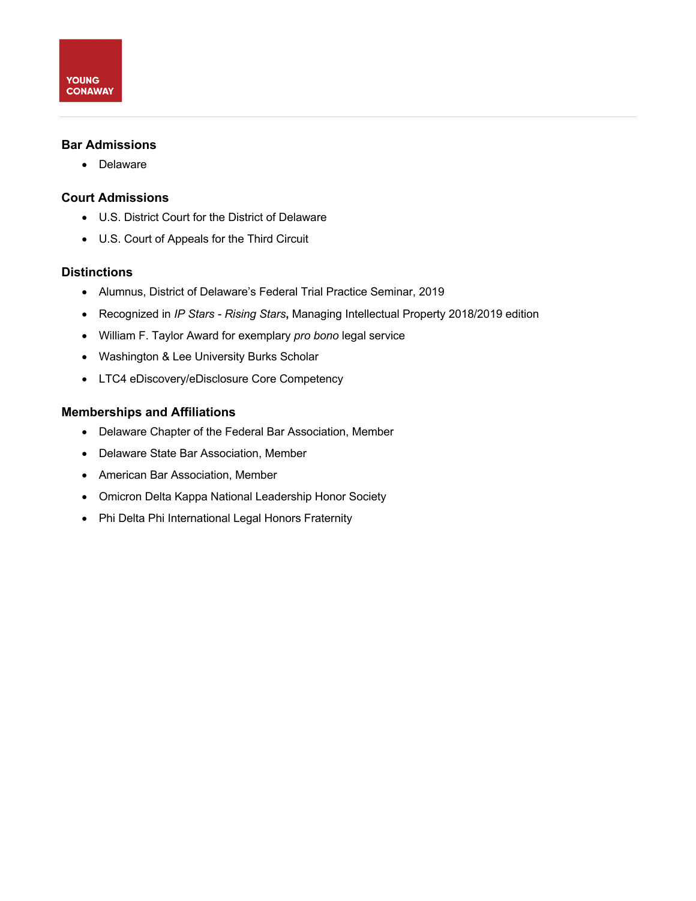### Bar Admissions

- Delaware

### Court Admissions

- U.S. District Court for the District of Delaware
- U.S. Court of Appeals for the Third Circuit

### Distinctions

- Alumnus, District of Delaware's Federal Trial Practice Seminar, 2019
- Recognized in *IP Stars - Rising Stars*, Managing Intellectual Property 2018/2019 edition
- William F. Taylor Award for exemplary *pro bono* legal service
- Washington & Lee University Burks Scholar
- LTC4 eDiscovery/eDisclosure Core Competency

### Memberships and Affiliations

- Delaware Chapter of the Federal Bar Association, Member
- Delaware State Bar Association, Member
- American Bar Association, Member
- Omicron Delta Kappa National Leadership Honor Society
- Phi Delta Phi International Legal Honors Fraternity